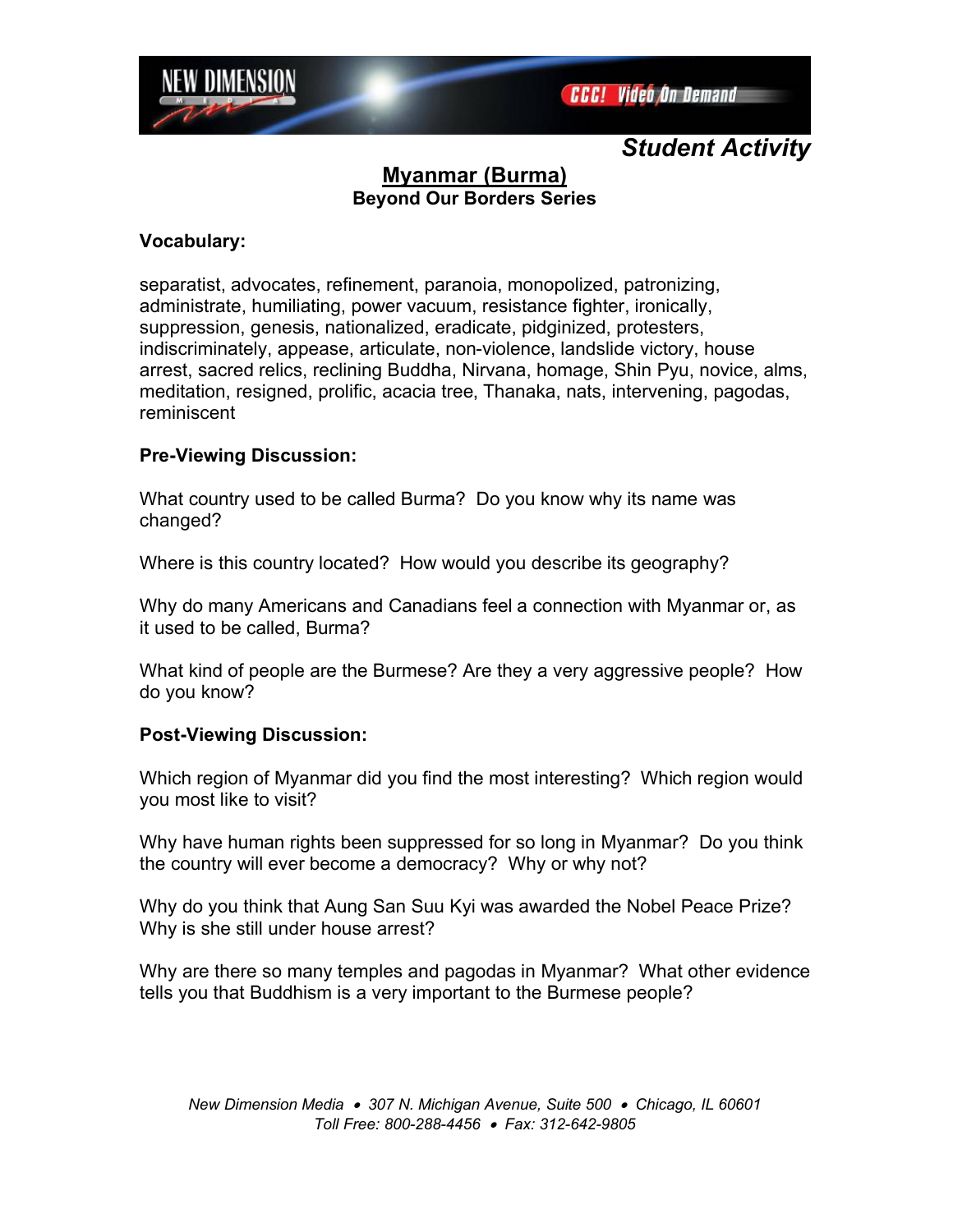*Student Activity*

# Myanmar (Burma)

**Beyond Our Borders Series**

**Vocabulary:**

separatist, advocates, refinement, paranoia, monopolized, patronizing, administrate, humiliating, power vacuum, resistance fighter, ironically, suppression, genesis, nationalized, eradicate, pidginized, protesters, indiscriminately, appease, articulate, non-violence, landslide victory, house arrest, sacred relics, reclining Buddha, Nirvana, homage, Shin Pyu, novice, alms, meditation, resigned, prolific, acacia tree, Thanaka, nats, intervening, pagodas, reminiscent

**Pre-Viewing Discussion:**

What country used to be called Burma? Do you know why its name was changed?

Where is this country located? How would you describe its geography?

Why do many Americans and Canadians feel a connection with Myanmar or, as it used to be called, Burma?

What kind of people are the Burmese? Are they a very aggressive people? How do you know?

**Post-Viewing Discussion:**

Which region of Myanmar did you find the most interesting? Which region would you most like to visit?

Why have human rights been suppressed for so long in Myanmar? Do you think the country will ever become a democracy? Why or why not?

Why do you think that Aung San Suu Kyi was awarded the Nobel Peace Prize? Why is she still under house arrest?

Why are there so many temples and pagodas in Myanmar? What other evidence tells you that Buddhism is a very important to the Burmese people?

*New Dimension Media • 307 N. Michigan Avenue, Suite 500 • Chicago, IL 60601*
*Toll Free: 800-288-4456 • Fax: 312-642-9805*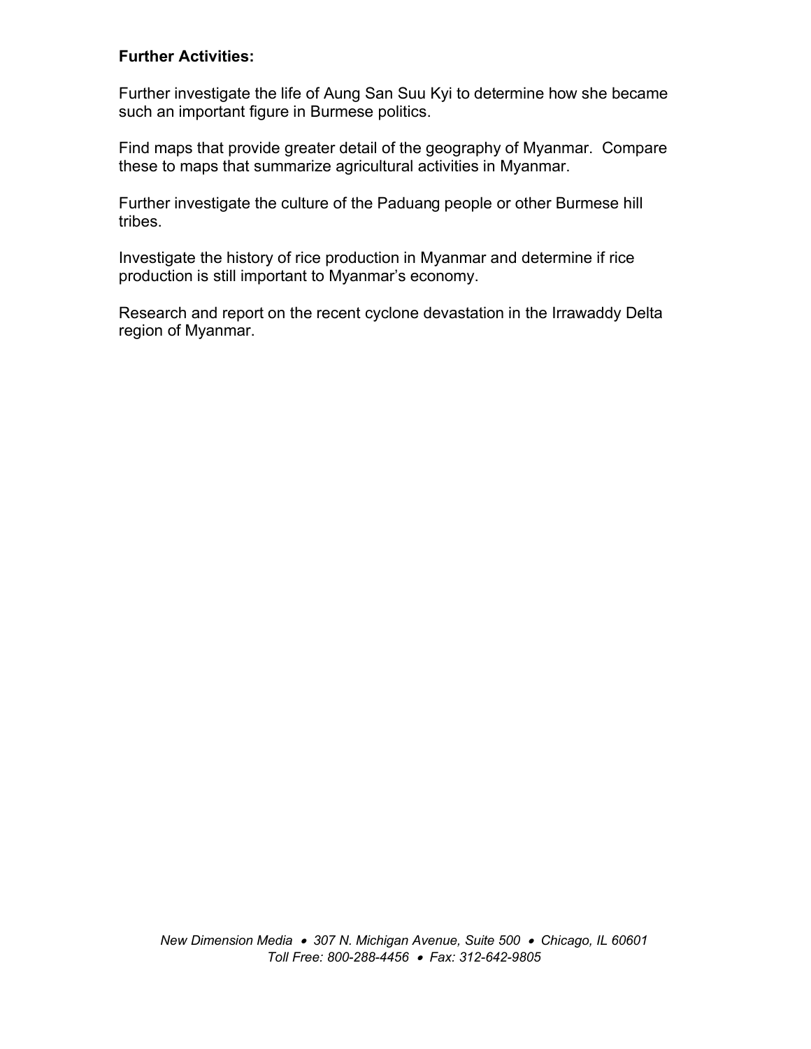**Further Activities:**

Further investigate the life of Aung San Suu Kyi to determine how she became such an important figure in Burmese politics.

Find maps that provide greater detail of the geography of Myanmar. Compare these to maps that summarize agricultural activities in Myanmar.

Further investigate the culture of the Paduang people or other Burmese hill tribes.

Investigate the history of rice production in Myanmar and determine if rice production is still important to Myanmar's economy.

Research and report on the recent cyclone devastation in the Irrawaddy Delta region of Myanmar.